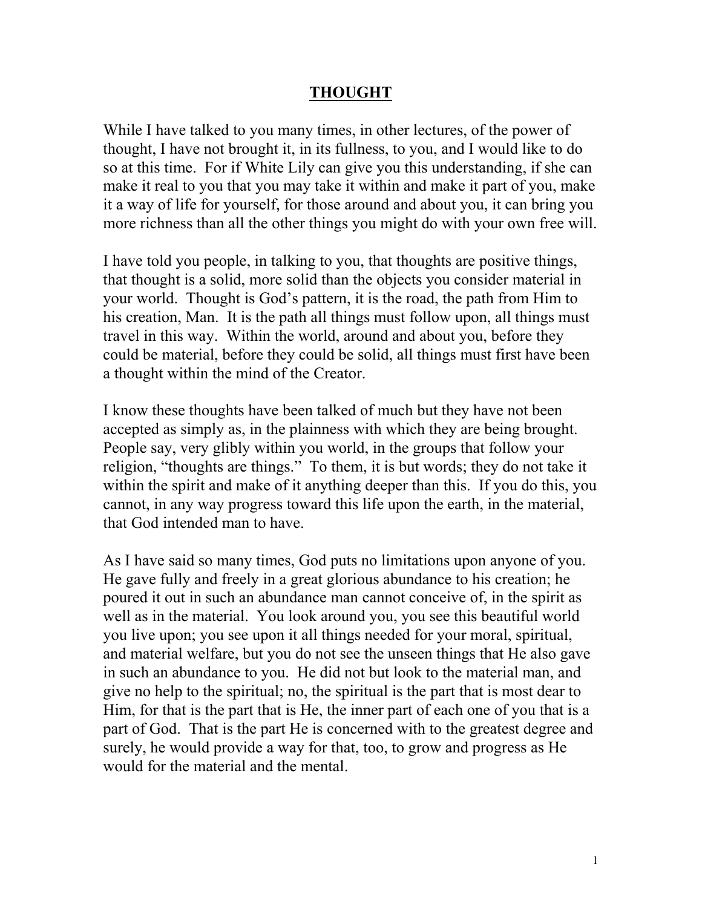# **THOUGHT**

While I have talked to you many times, in other lectures, of the power of thought, I have not brought it, in its fullness, to you, and I would like to do so at this time. For if White Lily can give you this understanding, if she can make it real to you that you may take it within and make it part of you, make it a way of life for yourself, for those around and about you, it can bring you more richness than all the other things you might do with your own free will.

I have told you people, in talking to you, that thoughts are positive things, that thought is a solid, more solid than the objects you consider material in your world. Thought is God's pattern, it is the road, the path from Him to his creation, Man. It is the path all things must follow upon, all things must travel in this way. Within the world, around and about you, before they could be material, before they could be solid, all things must first have been a thought within the mind of the Creator.

I know these thoughts have been talked of much but they have not been accepted as simply as, in the plainness with which they are being brought. People say, very glibly within you world, in the groups that follow your religion, "thoughts are things." To them, it is but words; they do not take it within the spirit and make of it anything deeper than this. If you do this, you cannot, in any way progress toward this life upon the earth, in the material, that God intended man to have.

As I have said so many times, God puts no limitations upon anyone of you. He gave fully and freely in a great glorious abundance to his creation; he poured it out in such an abundance man cannot conceive of, in the spirit as well as in the material. You look around you, you see this beautiful world you live upon; you see upon it all things needed for your moral, spiritual, and material welfare, but you do not see the unseen things that He also gave in such an abundance to you. He did not but look to the material man, and give no help to the spiritual; no, the spiritual is the part that is most dear to Him, for that is the part that is He, the inner part of each one of you that is a part of God. That is the part He is concerned with to the greatest degree and surely, he would provide a way for that, too, to grow and progress as He would for the material and the mental.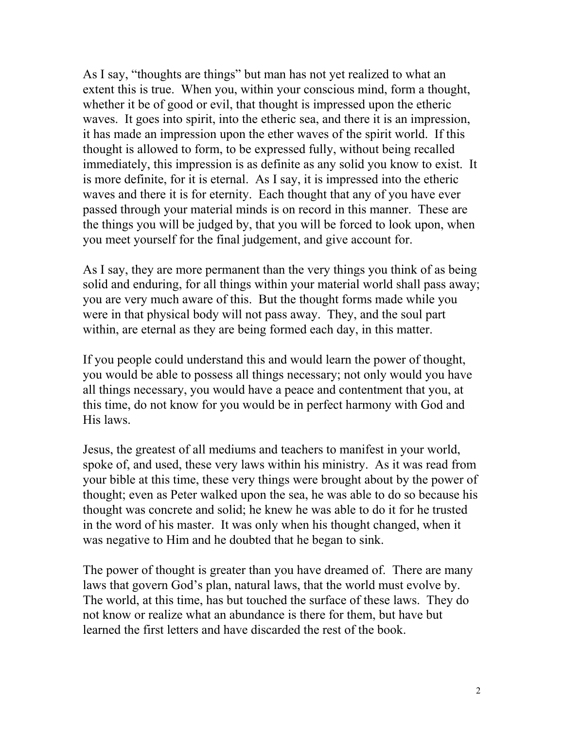As I say, “thoughts are things” but man has not yet realized to what an extent this is true. When you, within your conscious mind, form a thought, whether it be of good or evil, that thought is impressed upon the etheric waves. It goes into spirit, into the etheric sea, and there it is an impression, it has made an impression upon the ether waves of the spirit world. If this thought is allowed to form, to be expressed fully, without being recalled immediately, this impression is as definite as any solid you know to exist. It is more definite, for it is eternal. As I say, it is impressed into the etheric waves and there it is for eternity. Each thought that any of you have ever passed through your material minds is on record in this manner. These are the things you will be judged by, that you will be forced to look upon, when you meet yourself for the final judgement, and give account for.

As I say, they are more permanent than the very things you think of as being solid and enduring, for all things within your material world shall pass away; you are very much aware of this. But the thought forms made while you were in that physical body will not pass away. They, and the soul part within, are eternal as they are being formed each day, in this matter.

If you people could understand this and would learn the power of thought, you would be able to possess all things necessary; not only would you have all things necessary, you would have a peace and contentment that you, at this time, do not know for you would be in perfect harmony with God and His laws.

Jesus, the greatest of all mediums and teachers to manifest in your world, spoke of, and used, these very laws within his ministry. As it was read from your bible at this time, these very things were brought about by the power of thought; even as Peter walked upon the sea, he was able to do so because his thought was concrete and solid; he knew he was able to do it for he trusted in the word of his master. It was only when his thought changed, when it was negative to Him and he doubted that he began to sink.

The power of thought is greater than you have dreamed of. There are many laws that govern God’s plan, natural laws, that the world must evolve by. The world, at this time, has but touched the surface of these laws. They do not know or realize what an abundance is there for them, but have but learned the first letters and have discarded the rest of the book.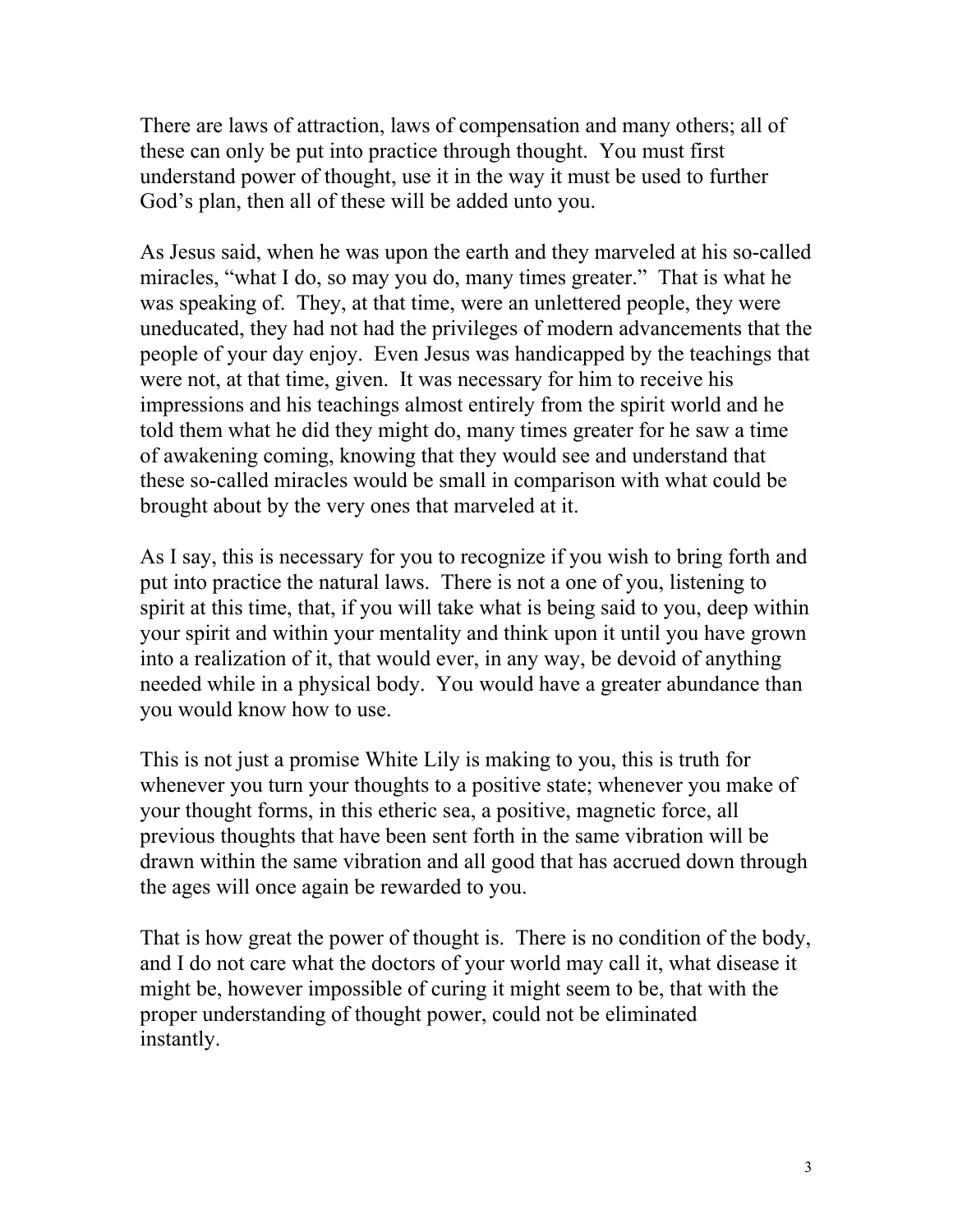There are laws of attraction, laws of compensation and many others; all of these can only be put into practice through thought. You must first understand power of thought, use it in the way it must be used to further God's plan, then all of these will be added unto you.

As Jesus said, when he was upon the earth and they marveled at his so-called miracles, "what I do, so may you do, many times greater." That is what he was speaking of. They, at that time, were an unlettered people, they were uneducated, they had not had the privileges of modern advancements that the people of your day enjoy. Even Jesus was handicapped by the teachings that were not, at that time, given. It was necessary for him to receive his impressions and his teachings almost entirely from the spirit world and he told them what he did they might do, many times greater for he saw a time of awakening coming, knowing that they would see and understand that these so-called miracles would be small in comparison with what could be brought about by the very ones that marveled at it.

As I say, this is necessary for you to recognize if you wish to bring forth and put into practice the natural laws. There is not a one of you, listening to spirit at this time, that, if you will take what is being said to you, deep within your spirit and within your mentality and think upon it until you have grown into a realization of it, that would ever, in any way, be devoid of anything needed while in a physical body. You would have a greater abundance than you would know how to use.

This is not just a promise White Lily is making to you, this is truth for whenever you turn your thoughts to a positive state; whenever you make of your thought forms, in this etheric sea, a positive, magnetic force, all previous thoughts that have been sent forth in the same vibration will be drawn within the same vibration and all good that has accrued down through the ages will once again be rewarded to you.

That is how great the power of thought is. There is no condition of the body, and I do not care what the doctors of your world may call it, what disease it might be, however impossible of curing it might seem to be, that with the proper understanding of thought power, could not be eliminated instantly.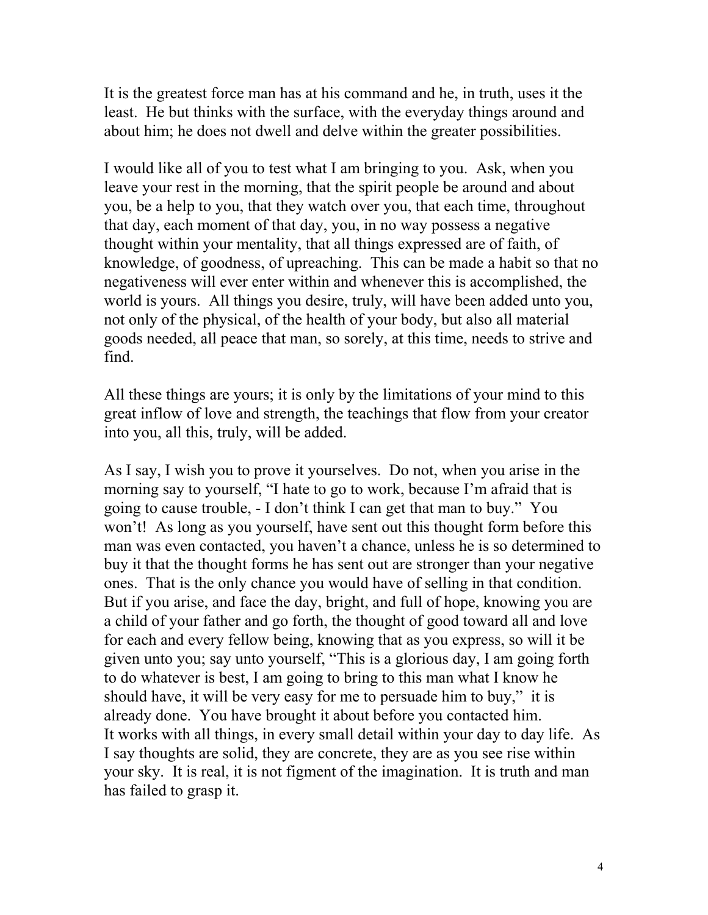It is the greatest force man has at his command and he, in truth, uses it the least. He but thinks with the surface, with the everyday things around and about him; he does not dwell and delve within the greater possibilities.

I would like all of you to test what I am bringing to you. Ask, when you leave your rest in the morning, that the spirit people be around and about you, be a help to you, that they watch over you, that each time, throughout that day, each moment of that day, you, in no way possess a negative thought within your mentality, that all things expressed are of faith, of knowledge, of goodness, of upreaching. This can be made a habit so that no negativeness will ever enter within and whenever this is accomplished, the world is yours. All things you desire, truly, will have been added unto you, not only of the physical, of the health of your body, but also all material goods needed, all peace that man, so sorely, at this time, needs to strive and find.

All these things are yours; it is only by the limitations of your mind to this great inflow of love and strength, the teachings that flow from your creator into you, all this, truly, will be added.

As I say, I wish you to prove it yourselves. Do not, when you arise in the morning say to yourself, "I hate to go to work, because I'm afraid that is going to cause trouble, - I don't think I can get that man to buy." You won't! As long as you yourself, have sent out this thought form before this man was even contacted, you haven't a chance, unless he is so determined to buy it that the thought forms he has sent out are stronger than your negative ones. That is the only chance you would have of selling in that condition. But if you arise, and face the day, bright, and full of hope, knowing you are a child of your father and go forth, the thought of good toward all and love for each and every fellow being, knowing that as you express, so will it be given unto you; say unto yourself, "This is a glorious day, I am going forth to do whatever is best, I am going to bring to this man what I know he should have, it will be very easy for me to persuade him to buy," it is already done. You have brought it about before you contacted him.
It works with all things, in every small detail within your day to day life. As I say thoughts are solid, they are concrete, they are as you see rise within your sky. It is real, it is not figment of the imagination. It is truth and man has failed to grasp it.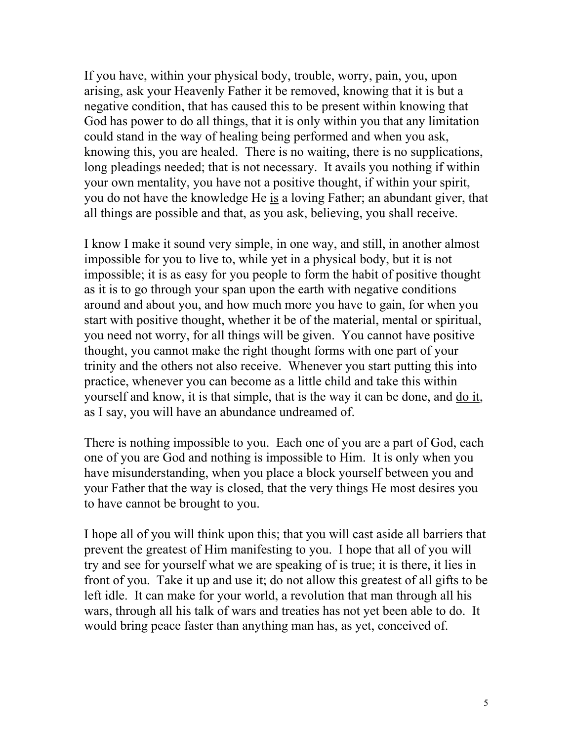If you have, within your physical body, trouble, worry, pain, you, upon arising, ask your Heavenly Father it be removed, knowing that it is but a negative condition, that has caused this to be present within knowing that God has power to do all things, that it is only within you that any limitation could stand in the way of healing being performed and when you ask, knowing this, you are healed. There is no waiting, there is no supplications, long pleadings needed; that is not necessary. It avails you nothing if within your own mentality, you have not a positive thought, if within your spirit, you do not have the knowledge He <u>is</u> a loving Father; an abundant giver, that all things are possible and that, as you ask, believing, you shall receive.

I know I make it sound very simple, in one way, and still, in another almost impossible for you to live to, while yet in a physical body, but it is not impossible; it is as easy for you people to form the habit of positive thought as it is to go through your span upon the earth with negative conditions around and about you, and how much more you have to gain, for when you start with positive thought, whether it be of the material, mental or spiritual, you need not worry, for all things will be given. You cannot have positive thought, you cannot make the right thought forms with one part of your trinity and the others not also receive. Whenever you start putting this into practice, whenever you can become as a little child and take this within yourself and know, it is that simple, that is the way it can be done, and <u>do it</u>, as I say, you will have an abundance undreamed of.

There is nothing impossible to you. Each one of you are a part of God, each one of you are God and nothing is impossible to Him. It is only when you have misunderstanding, when you place a block yourself between you and your Father that the way is closed, that the very things He most desires you to have cannot be brought to you.

I hope all of you will think upon this; that you will cast aside all barriers that prevent the greatest of Him manifesting to you. I hope that all of you will try and see for yourself what we are speaking of is true; it is there, it lies in front of you. Take it up and use it; do not allow this greatest of all gifts to be left idle. It can make for your world, a revolution that man through all his wars, through all his talk of wars and treaties has not yet been able to do. It would bring peace faster than anything man has, as yet, conceived of.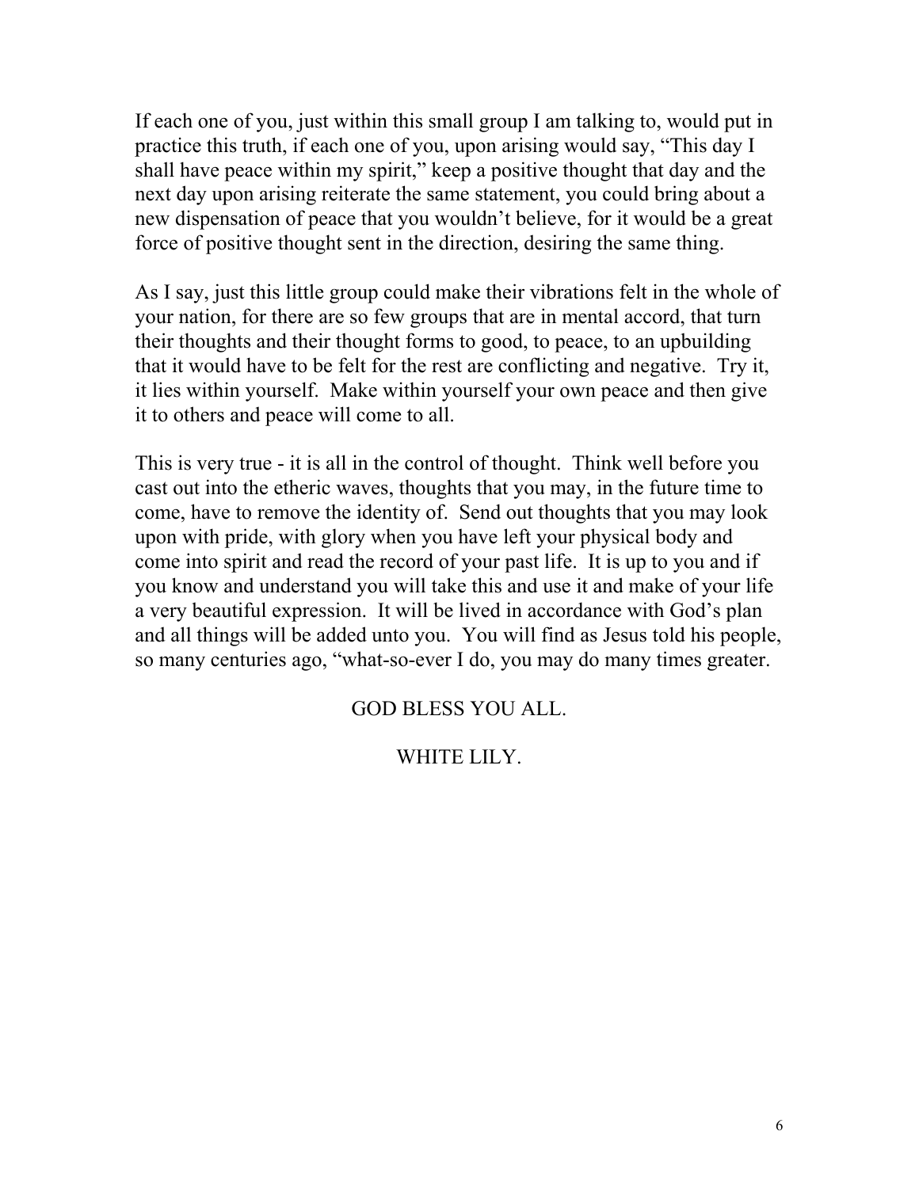If each one of you, just within this small group I am talking to, would put in practice this truth, if each one of you, upon arising would say, "This day I shall have peace within my spirit," keep a positive thought that day and the next day upon arising reiterate the same statement, you could bring about a new dispensation of peace that you wouldn't believe, for it would be a great force of positive thought sent in the direction, desiring the same thing.

As I say, just this little group could make their vibrations felt in the whole of your nation, for there are so few groups that are in mental accord, that turn their thoughts and their thought forms to good, to peace, to an upbuilding that it would have to be felt for the rest are conflicting and negative. Try it, it lies within yourself. Make within yourself your own peace and then give it to others and peace will come to all.

This is very true - it is all in the control of thought. Think well before you cast out into the etheric waves, thoughts that you may, in the future time to come, have to remove the identity of. Send out thoughts that you may look upon with pride, with glory when you have left your physical body and come into spirit and read the record of your past life. It is up to you and if you know and understand you will take this and use it and make of your life a very beautiful expression. It will be lived in accordance with God's plan and all things will be added unto you. You will find as Jesus told his people, so many centuries ago, "what-so-ever I do, you may do many times greater.

GOD BLESS YOU ALL.

WHITE LILY.